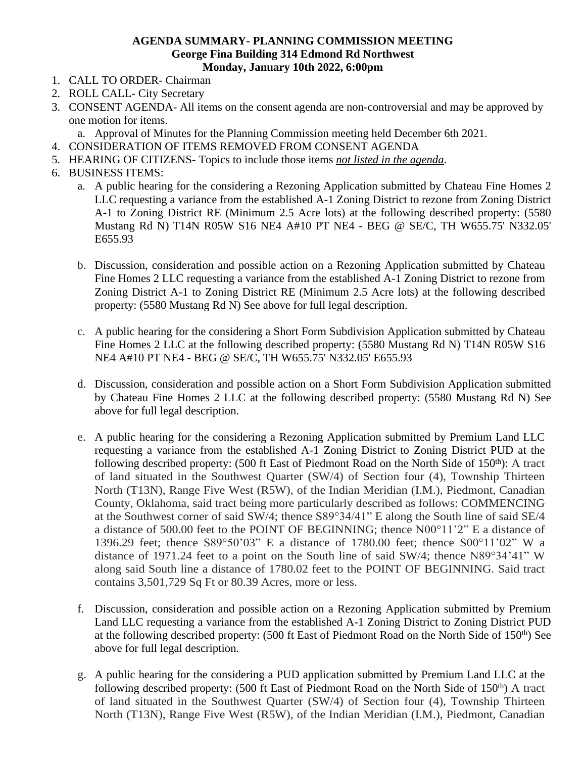**AGENDA SUMMARY- PLANNING COMMISSION MEETING**
**George Fina Building 314 Edmond Rd Northwest**
**Monday, January 10th 2022, 6:00pm**

1. CALL TO ORDER- Chairman
2. ROLL CALL- City Secretary
3. CONSENT AGENDA- All items on the consent agenda are non-controversial and may be approved by one motion for items.
   a. Approval of Minutes for the Planning Commission meeting held December 6th 2021.
4. CONSIDERATION OF ITEMS REMOVED FROM CONSENT AGENDA
5. HEARING OF CITIZENS- Topics to include those items *not listed in the agenda*.
6. BUSINESS ITEMS:
   a. A public hearing for the considering a Rezoning Application submitted by Chateau Fine Homes 2 LLC requesting a variance from the established A-1 Zoning District to rezone from Zoning District A-1 to Zoning District RE (Minimum 2.5 Acre lots) at the following described property: (5580 Mustang Rd N) T14N R05W S16 NE4 A#10 PT NE4 - BEG @ SE/C, TH W655.75' N332.05' E655.93

   b. Discussion, consideration and possible action on a Rezoning Application submitted by Chateau Fine Homes 2 LLC requesting a variance from the established A-1 Zoning District to rezone from Zoning District A-1 to Zoning District RE (Minimum 2.5 Acre lots) at the following described property: (5580 Mustang Rd N) See above for full legal description.

   c. A public hearing for the considering a Short Form Subdivision Application submitted by Chateau Fine Homes 2 LLC at the following described property: (5580 Mustang Rd N) T14N R05W S16 NE4 A#10 PT NE4 - BEG @ SE/C, TH W655.75' N332.05' E655.93

   d. Discussion, consideration and possible action on a Short Form Subdivision Application submitted by Chateau Fine Homes 2 LLC at the following described property: (5580 Mustang Rd N) See above for full legal description.

   e. A public hearing for the considering a Rezoning Application submitted by Premium Land LLC requesting a variance from the established A-1 Zoning District to Zoning District PUD at the following described property: (500 ft East of Piedmont Road on the North Side of 150th): A tract of land situated in the Southwest Quarter (SW/4) of Section four (4), Township Thirteen North (T13N), Range Five West (R5W), of the Indian Meridian (I.M.), Piedmont, Canadian County, Oklahoma, said tract being more particularly described as follows: COMMENCING at the Southwest corner of said SW/4; thence S89°34/41" E along the South line of said SE/4 a distance of 500.00 feet to the POINT OF BEGINNING; thence N00°11'2" E a distance of 1396.29 feet; thence S89°50'03" E a distance of 1780.00 feet; thence S00°11'02" W a distance of 1971.24 feet to a point on the South line of said SW/4; thence N89°34'41" W along said South line a distance of 1780.02 feet to the POINT OF BEGINNING. Said tract contains 3,501,729 Sq Ft or 80.39 Acres, more or less.

   f. Discussion, consideration and possible action on a Rezoning Application submitted by Premium Land LLC requesting a variance from the established A-1 Zoning District to Zoning District PUD at the following described property: (500 ft East of Piedmont Road on the North Side of 150th) See above for full legal description.

   g. A public hearing for the considering a PUD application submitted by Premium Land LLC at the following described property: (500 ft East of Piedmont Road on the North Side of 150th) A tract of land situated in the Southwest Quarter (SW/4) of Section four (4), Township Thirteen North (T13N), Range Five West (R5W), of the Indian Meridian (I.M.), Piedmont, Canadian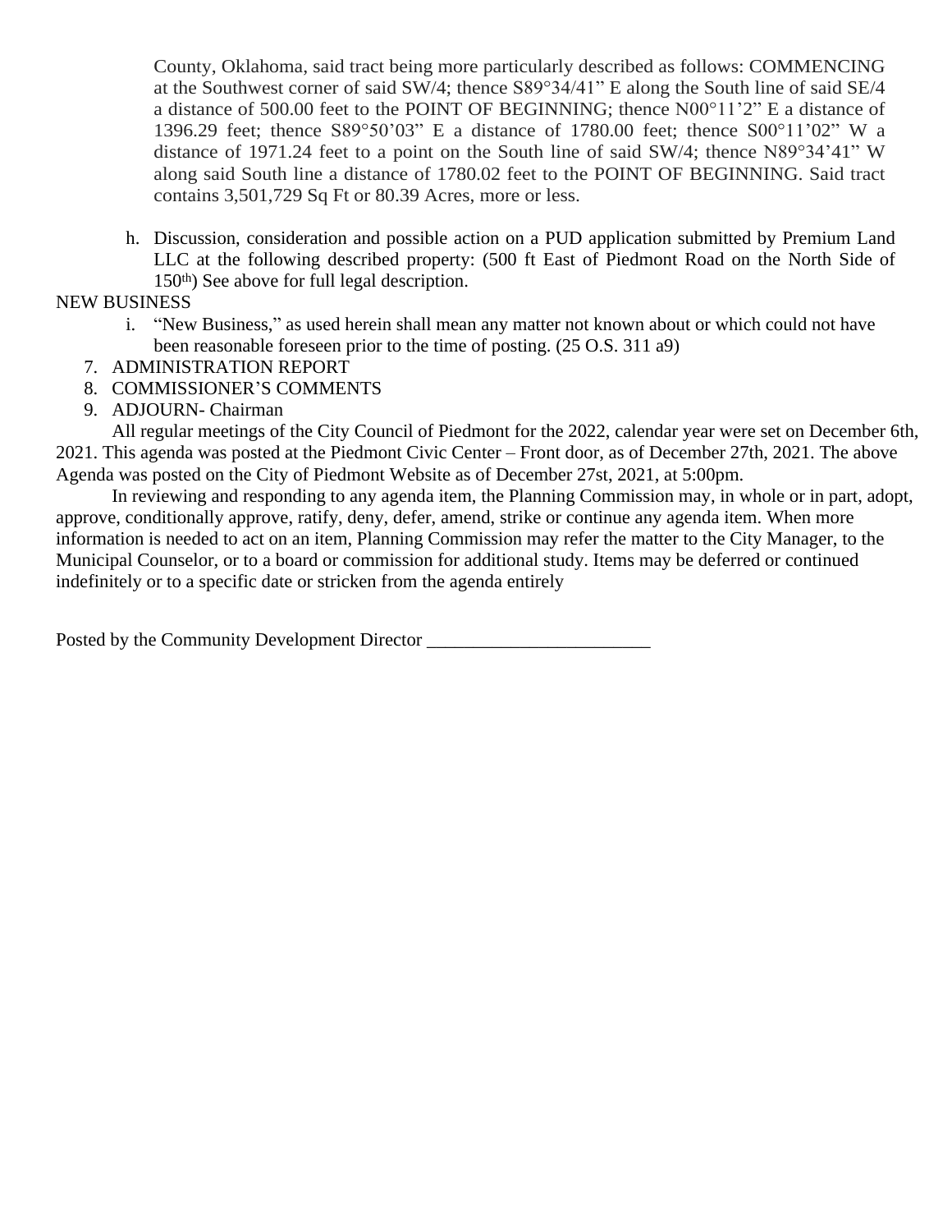County, Oklahoma, said tract being more particularly described as follows: COMMENCING at the Southwest corner of said SW/4; thence S89°34/41" E along the South line of said SE/4 a distance of 500.00 feet to the POINT OF BEGINNING; thence N00°11'2" E a distance of 1396.29 feet; thence S89°50'03" E a distance of 1780.00 feet; thence S00°11'02" W a distance of 1971.24 feet to a point on the South line of said SW/4; thence N89°34'41" W along said South line a distance of 1780.02 feet to the POINT OF BEGINNING. Said tract contains 3,501,729 Sq Ft or 80.39 Acres, more or less.

h. Discussion, consideration and possible action on a PUD application submitted by Premium Land LLC at the following described property: (500 ft East of Piedmont Road on the North Side of 150th) See above for full legal description.

NEW BUSINESS

i. "New Business," as used herein shall mean any matter not known about or which could not have been reasonable foreseen prior to the time of posting. (25 O.S. 311 a9)

7. ADMINISTRATION REPORT
8. COMMISSIONER'S COMMENTS
9. ADJOURN- Chairman

All regular meetings of the City Council of Piedmont for the 2022, calendar year were set on December 6th, 2021. This agenda was posted at the Piedmont Civic Center – Front door, as of December 27th, 2021. The above Agenda was posted on the City of Piedmont Website as of December 27st, 2021, at 5:00pm.

In reviewing and responding to any agenda item, the Planning Commission may, in whole or in part, adopt, approve, conditionally approve, ratify, deny, defer, amend, strike or continue any agenda item. When more information is needed to act on an item, Planning Commission may refer the matter to the City Manager, to the Municipal Counselor, or to a board or commission for additional study. Items may be deferred or continued indefinitely or to a specific date or stricken from the agenda entirely

Posted by the Community Development Director ________________________